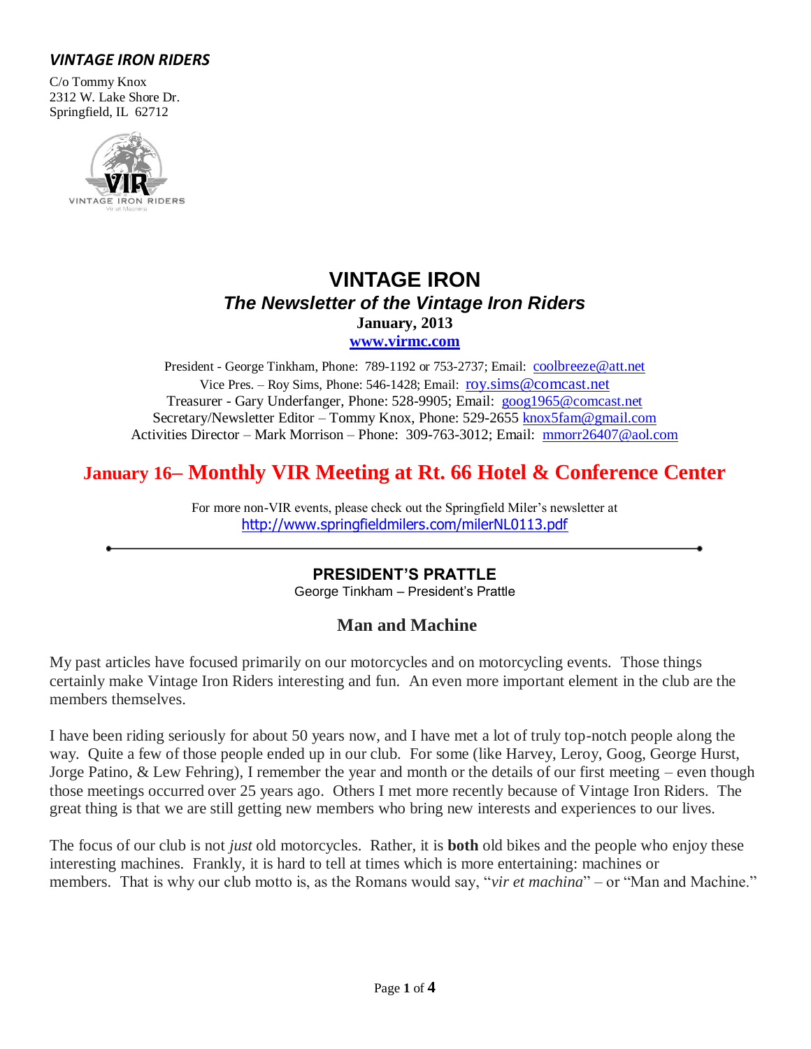***VINTAGE IRON RIDERS***

C/o Tommy Knox
2312 W. Lake Shore Dr.
Springfield, IL 62712

# VINTAGE IRON

## *The Newsletter of the Vintage Iron Riders*

**January, 2013**

**www.virmc.com**

President - George Tinkham, Phone: 789-1192 or 753-2737; Email: coolbreeze@att.net
Vice Pres. – Roy Sims, Phone: 546-1428; Email: roy.sims@comcast.net
Treasurer - Gary Underfanger, Phone: 528-9905; Email: goog1965@comcast.net
Secretary/Newsletter Editor – Tommy Knox, Phone: 529-2655 knox5fam@gmail.com
Activities Director – Mark Morrison – Phone: 309-763-3012; Email: mmorr26407@aol.com

## January 16– Monthly VIR Meeting at Rt. 66 Hotel & Conference Center

For more non-VIR events, please check out the Springfield Miler's newsletter at
http://www.springfieldmilers.com/milerNL0113.pdf

---

### PRESIDENT'S PRATTLE

George Tinkham – President's Prattle

### Man and Machine

My past articles have focused primarily on our motorcycles and on motorcycling events. Those things certainly make Vintage Iron Riders interesting and fun. An even more important element in the club are the members themselves.

I have been riding seriously for about 50 years now, and I have met a lot of truly top-notch people along the way. Quite a few of those people ended up in our club. For some (like Harvey, Leroy, Goog, George Hurst, Jorge Patino, & Lew Fehring), I remember the year and month or the details of our first meeting – even though those meetings occurred over 25 years ago. Others I met more recently because of Vintage Iron Riders. The great thing is that we are still getting new members who bring new interests and experiences to our lives.

The focus of our club is not *just* old motorcycles. Rather, it is **both** old bikes and the people who enjoy these interesting machines. Frankly, it is hard to tell at times which is more entertaining: machines or members. That is why our club motto is, as the Romans would say, "*vir et machina*" – or "Man and Machine."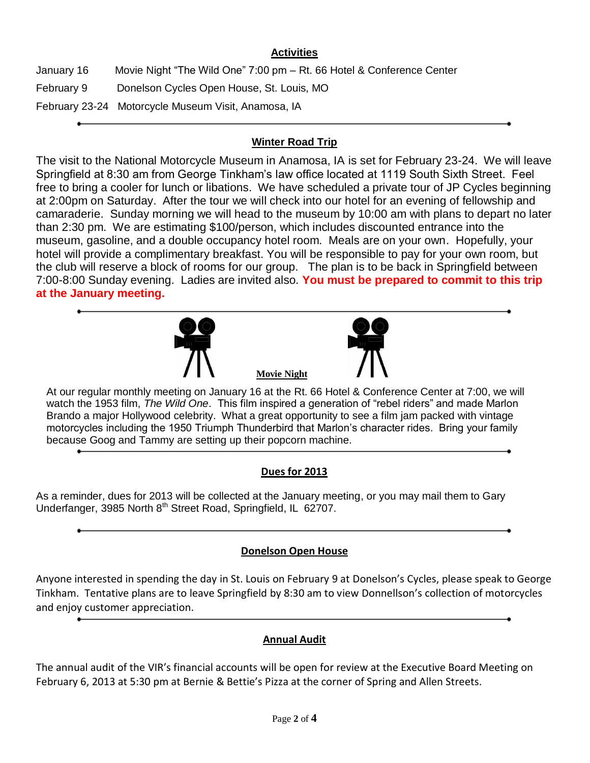## Activities

| | |
|---|---|
| January 16 | Movie Night "The Wild One" 7:00 pm – Rt. 66 Hotel & Conference Center |
| February 9 | Donelson Cycles Open House, St. Louis, MO |
| February 23-24 | Motorcycle Museum Visit, Anamosa, IA |

## Winter Road Trip

The visit to the National Motorcycle Museum in Anamosa, IA is set for February 23-24. We will leave Springfield at 8:30 am from George Tinkham's law office located at 1119 South Sixth Street. Feel free to bring a cooler for lunch or libations. We have scheduled a private tour of JP Cycles beginning at 2:00pm on Saturday. After the tour we will check into our hotel for an evening of fellowship and camaraderie. Sunday morning we will head to the museum by 10:00 am with plans to depart no later than 2:30 pm. We are estimating $100/person, which includes discounted entrance into the museum, gasoline, and a double occupancy hotel room. Meals are on your own. Hopefully, your hotel will provide a complimentary breakfast. You will be responsible to pay for your own room, but the club will reserve a block of rooms for our group. The plan is to be back in Springfield between 7:00-8:00 Sunday evening. Ladies are invited also. **You must be prepared to commit to this trip at the January meeting.**

## Movie Night

At our regular monthly meeting on January 16 at the Rt. 66 Hotel & Conference Center at 7:00, we will watch the 1953 film, *The Wild One*. This film inspired a generation of "rebel riders" and made Marlon Brando a major Hollywood celebrity. What a great opportunity to see a film jam packed with vintage motorcycles including the 1950 Triumph Thunderbird that Marlon's character rides. Bring your family because Goog and Tammy are setting up their popcorn machine.

## Dues for 2013

As a reminder, dues for 2013 will be collected at the January meeting, or you may mail them to Gary Underfanger, 3985 North 8th Street Road, Springfield, IL 62707.

## Donelson Open House

Anyone interested in spending the day in St. Louis on February 9 at Donelson's Cycles, please speak to George Tinkham. Tentative plans are to leave Springfield by 8:30 am to view Donnellson's collection of motorcycles and enjoy customer appreciation.

## Annual Audit

The annual audit of the VIR's financial accounts will be open for review at the Executive Board Meeting on February 6, 2013 at 5:30 pm at Bernie & Bettie's Pizza at the corner of Spring and Allen Streets.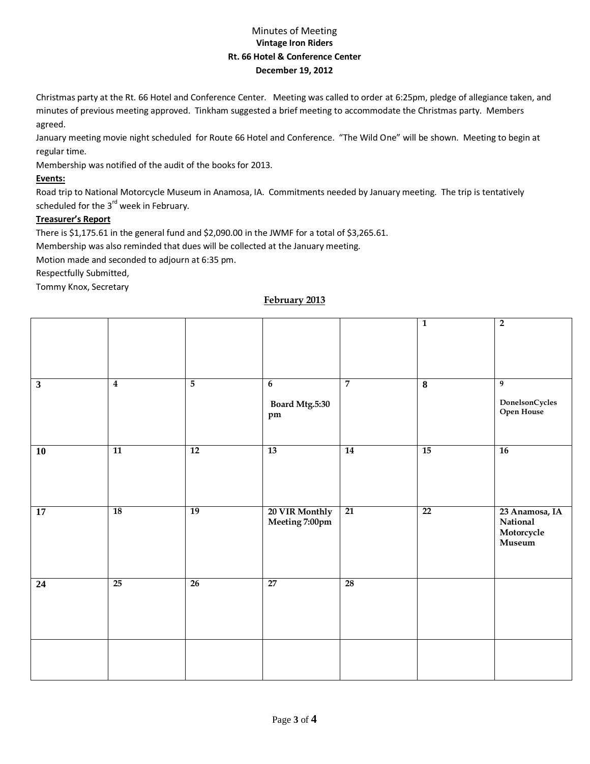# Minutes of Meeting

**Vintage Iron Riders**

**Rt. 66 Hotel & Conference Center**

**December 19, 2012**

Christmas party at the Rt. 66 Hotel and Conference Center. Meeting was called to order at 6:25pm, pledge of allegiance taken, and minutes of previous meeting approved. Tinkham suggested a brief meeting to accommodate the Christmas party. Members agreed.

January meeting movie night scheduled for Route 66 Hotel and Conference. "The Wild One" will be shown. Meeting to begin at regular time.

Membership was notified of the audit of the books for 2013.

**Events:**

Road trip to National Motorcycle Museum in Anamosa, IA. Commitments needed by January meeting. The trip is tentatively scheduled for the 3rd week in February.

**Treasurer's Report**

There is $1,175.61 in the general fund and $2,090.00 in the JWMF for a total of $3,265.61.

Membership was also reminded that dues will be collected at the January meeting.

Motion made and seconded to adjourn at 6:35 pm.

Respectfully Submitted,

Tommy Knox, Secretary

## February 2013

| | | | | | | |
|---|---|---|---|---|---|---|
| | | | | | 1 | 2 |
| 3 | 4 | 5 | 6 Board Mtg.5:30 pm | 7 | 8 | 9 DonelsonCycles Open House |
| 10 | 11 | 12 | 13 | 14 | 15 | 16 |
| 17 | 18 | 19 | 20 VIR Monthly Meeting 7:00pm | 21 | 22 | 23 Anamosa, IA National Motorcycle Museum |
| 24 | 25 | 26 | 27 | 28 | | |
| | | | | | | |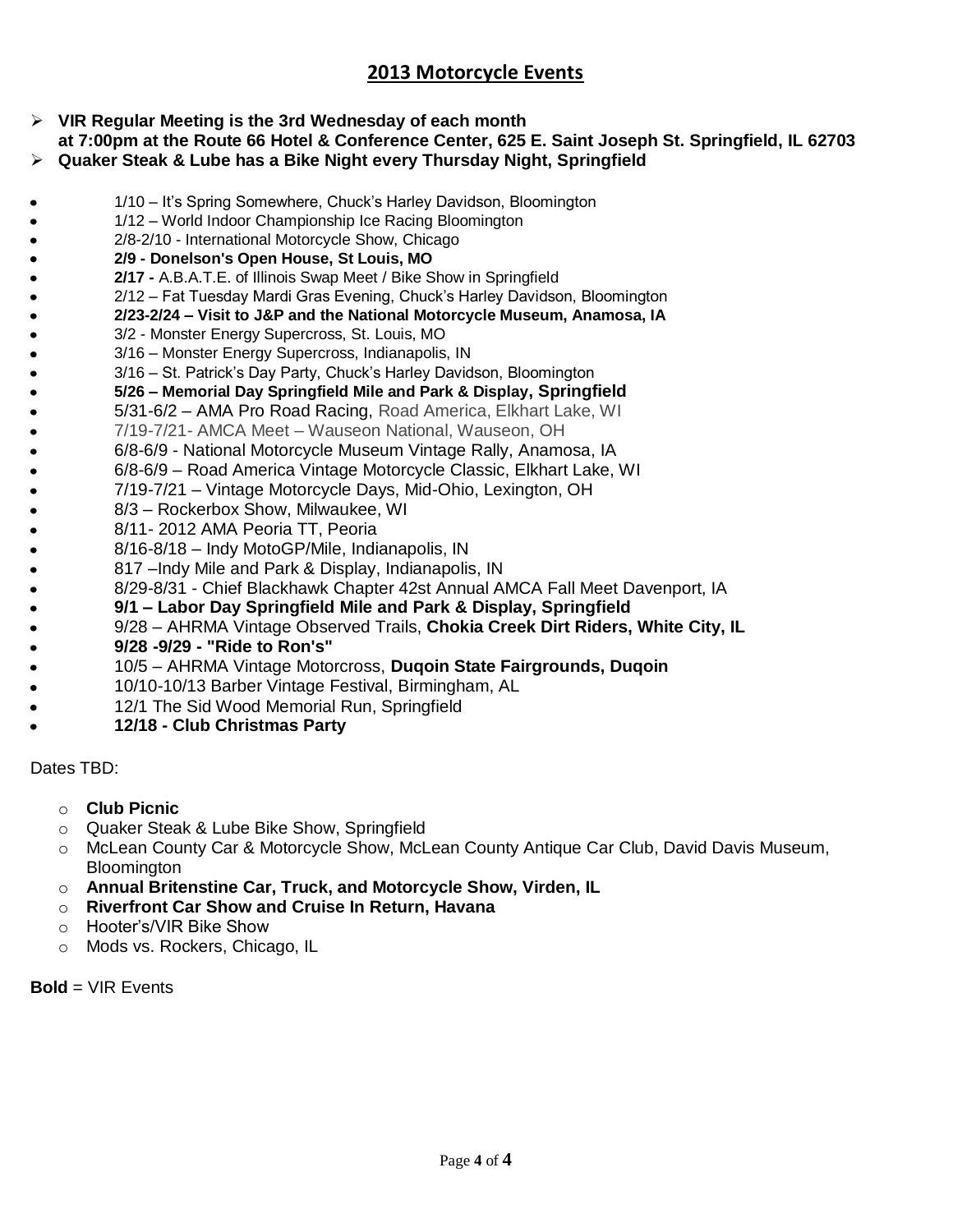## 2013 Motorcycle Events

- **VIR Regular Meeting is the 3rd Wednesday of each month at 7:00pm at the Route 66 Hotel & Conference Center, 625 E. Saint Joseph St. Springfield, IL 62703**
- **Quaker Steak & Lube has a Bike Night every Thursday Night, Springfield**

- 1/10 – It's Spring Somewhere, Chuck's Harley Davidson, Bloomington
- 1/12 – World Indoor Championship Ice Racing Bloomington
- 2/8-2/10 - International Motorcycle Show, Chicago
- **2/9 - Donelson's Open House, St Louis, MO**
- **2/17 -** A.B.A.T.E. of Illinois Swap Meet / Bike Show in Springfield
- 2/12 – Fat Tuesday Mardi Gras Evening, Chuck's Harley Davidson, Bloomington
- **2/23-2/24 – Visit to J&P and the National Motorcycle Museum, Anamosa, IA**
- 3/2 - Monster Energy Supercross, St. Louis, MO
- 3/16 – Monster Energy Supercross, Indianapolis, IN
- 3/16 – St. Patrick's Day Party, Chuck's Harley Davidson, Bloomington
- **5/26 – Memorial Day Springfield Mile and Park & Display, Springfield**
- 5/31-6/2 – AMA Pro Road Racing, Road America, Elkhart Lake, WI
- 7/19-7/21- AMCA Meet – Wauseon National, Wauseon, OH
- 6/8-6/9 - National Motorcycle Museum Vintage Rally, Anamosa, IA
- 6/8-6/9 – Road America Vintage Motorcycle Classic, Elkhart Lake, WI
- 7/19-7/21 – Vintage Motorcycle Days, Mid-Ohio, Lexington, OH
- 8/3 – Rockerbox Show, Milwaukee, WI
- 8/11- 2012 AMA Peoria TT, Peoria
- 8/16-8/18 – Indy MotoGP/Mile, Indianapolis, IN
- 817 –Indy Mile and Park & Display, Indianapolis, IN
- 8/29-8/31 - Chief Blackhawk Chapter 42st Annual AMCA Fall Meet Davenport, IA
- **9/1 – Labor Day Springfield Mile and Park & Display, Springfield**
- 9/28 – AHRMA Vintage Observed Trails, **Chokia Creek Dirt Riders, White City, IL**
- **9/28 -9/29 - "Ride to Ron's"**
- 10/5 – AHRMA Vintage Motorcross, **Duqoin State Fairgrounds, Duqoin**
- 10/10-10/13 Barber Vintage Festival, Birmingham, AL
- 12/1 The Sid Wood Memorial Run, Springfield
- **12/18 - Club Christmas Party**

Dates TBD:

- **Club Picnic**
- Quaker Steak & Lube Bike Show, Springfield
- McLean County Car & Motorcycle Show, McLean County Antique Car Club, David Davis Museum, Bloomington
- **Annual Britenstine Car, Truck, and Motorcycle Show, Virden, IL**
- **Riverfront Car Show and Cruise In Return, Havana**
- Hooter's/VIR Bike Show
- Mods vs. Rockers, Chicago, IL

**Bold** = VIR Events